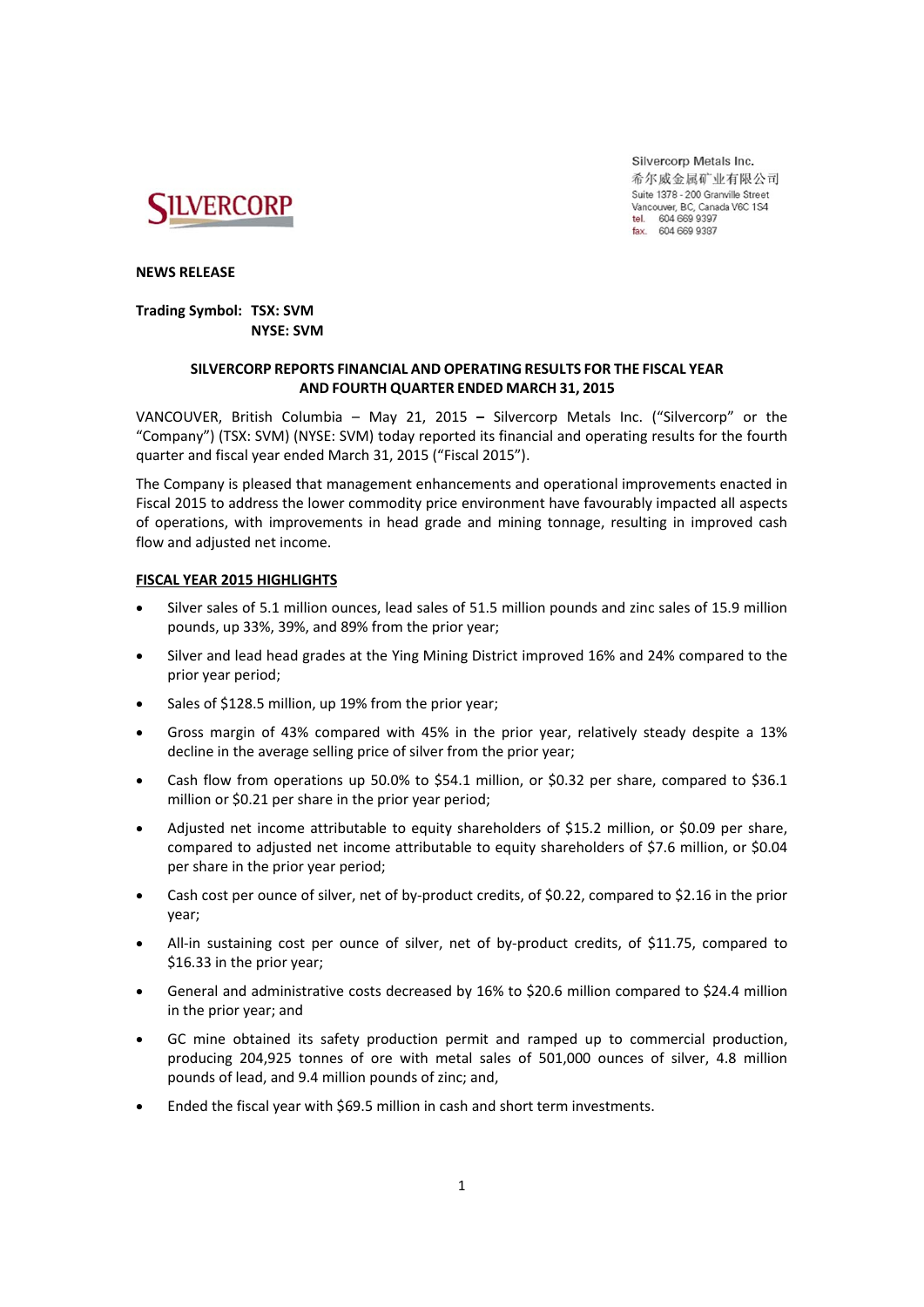SILVERCORP

Silvercorp Metals Inc.
希尔威金属矿业有限公司
Suite 1378 - 200 Granville Street
Vancouver, BC, Canada V6C 1S4
tel. 604 669 9397
fax. 604 669 9387

**NEWS RELEASE**

**Trading Symbol: TSX: SVM**
**NYSE: SVM**

## SILVERCORP REPORTS FINANCIAL AND OPERATING RESULTS FOR THE FISCAL YEAR AND FOURTH QUARTER ENDED MARCH 31, 2015

VANCOUVER, British Columbia – May 21, 2015 **–** Silvercorp Metals Inc. ("Silvercorp" or the "Company") (TSX: SVM) (NYSE: SVM) today reported its financial and operating results for the fourth quarter and fiscal year ended March 31, 2015 ("Fiscal 2015").

The Company is pleased that management enhancements and operational improvements enacted in Fiscal 2015 to address the lower commodity price environment have favourably impacted all aspects of operations, with improvements in head grade and mining tonnage, resulting in improved cash flow and adjusted net income.

### FISCAL YEAR 2015 HIGHLIGHTS

- Silver sales of 5.1 million ounces, lead sales of 51.5 million pounds and zinc sales of 15.9 million pounds, up 33%, 39%, and 89% from the prior year;
- Silver and lead head grades at the Ying Mining District improved 16% and 24% compared to the prior year period;
- Sales of $128.5 million, up 19% from the prior year;
- Gross margin of 43% compared with 45% in the prior year, relatively steady despite a 13% decline in the average selling price of silver from the prior year;
- Cash flow from operations up 50.0% to $54.1 million, or $0.32 per share, compared to $36.1 million or $0.21 per share in the prior year period;
- Adjusted net income attributable to equity shareholders of $15.2 million, or $0.09 per share, compared to adjusted net income attributable to equity shareholders of $7.6 million, or $0.04 per share in the prior year period;
- Cash cost per ounce of silver, net of by-product credits, of $0.22, compared to $2.16 in the prior year;
- All-in sustaining cost per ounce of silver, net of by-product credits, of $11.75, compared to $16.33 in the prior year;
- General and administrative costs decreased by 16% to $20.6 million compared to $24.4 million in the prior year; and
- GC mine obtained its safety production permit and ramped up to commercial production, producing 204,925 tonnes of ore with metal sales of 501,000 ounces of silver, 4.8 million pounds of lead, and 9.4 million pounds of zinc; and,
- Ended the fiscal year with $69.5 million in cash and short term investments.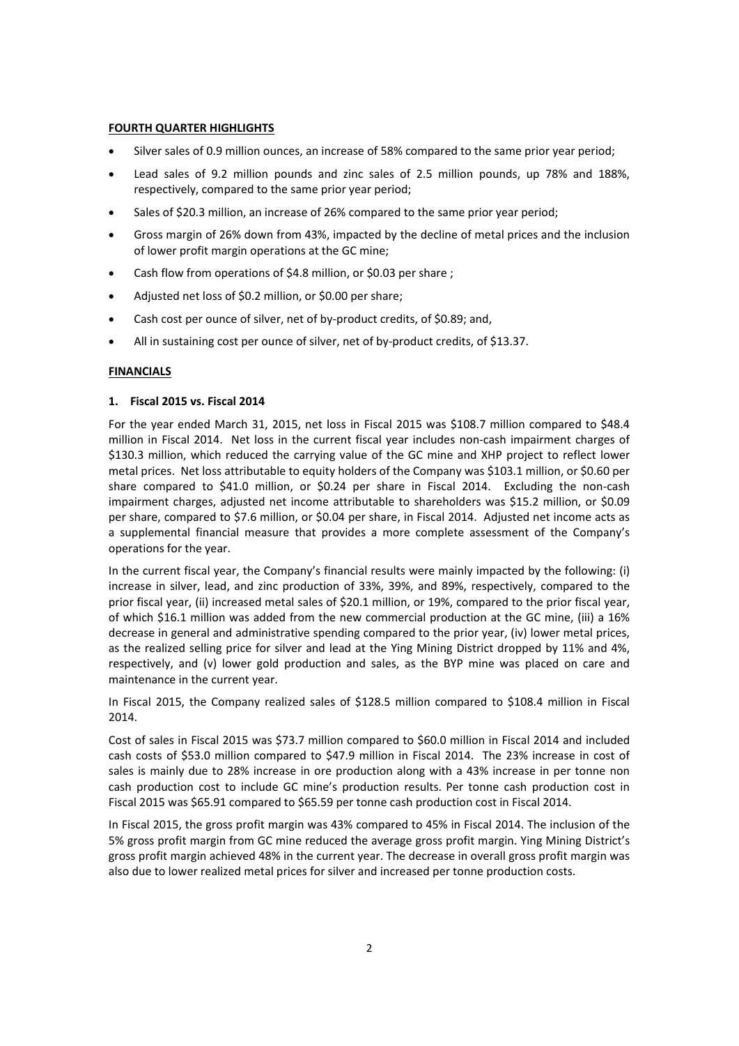**FOURTH QUARTER HIGHLIGHTS**

- Silver sales of 0.9 million ounces, an increase of 58% compared to the same prior year period;
- Lead sales of 9.2 million pounds and zinc sales of 2.5 million pounds, up 78% and 188%, respectively, compared to the same prior year period;
- Sales of $20.3 million, an increase of 26% compared to the same prior year period;
- Gross margin of 26% down from 43%, impacted by the decline of metal prices and the inclusion of lower profit margin operations at the GC mine;
- Cash flow from operations of $4.8 million, or $0.03 per share ;
- Adjusted net loss of $0.2 million, or $0.00 per share;
- Cash cost per ounce of silver, net of by-product credits, of $0.89; and,
- All in sustaining cost per ounce of silver, net of by-product credits, of $13.37.

**FINANCIALS**

**1. Fiscal 2015 vs. Fiscal 2014**

For the year ended March 31, 2015, net loss in Fiscal 2015 was $108.7 million compared to $48.4 million in Fiscal 2014. Net loss in the current fiscal year includes non-cash impairment charges of $130.3 million, which reduced the carrying value of the GC mine and XHP project to reflect lower metal prices. Net loss attributable to equity holders of the Company was $103.1 million, or $0.60 per share compared to $41.0 million, or $0.24 per share in Fiscal 2014. Excluding the non-cash impairment charges, adjusted net income attributable to shareholders was $15.2 million, or $0.09 per share, compared to $7.6 million, or $0.04 per share, in Fiscal 2014. Adjusted net income acts as a supplemental financial measure that provides a more complete assessment of the Company's operations for the year.

In the current fiscal year, the Company's financial results were mainly impacted by the following: (i) increase in silver, lead, and zinc production of 33%, 39%, and 89%, respectively, compared to the prior fiscal year, (ii) increased metal sales of $20.1 million, or 19%, compared to the prior fiscal year, of which $16.1 million was added from the new commercial production at the GC mine, (iii) a 16% decrease in general and administrative spending compared to the prior year, (iv) lower metal prices, as the realized selling price for silver and lead at the Ying Mining District dropped by 11% and 4%, respectively, and (v) lower gold production and sales, as the BYP mine was placed on care and maintenance in the current year.

In Fiscal 2015, the Company realized sales of $128.5 million compared to $108.4 million in Fiscal 2014.

Cost of sales in Fiscal 2015 was $73.7 million compared to $60.0 million in Fiscal 2014 and included cash costs of $53.0 million compared to $47.9 million in Fiscal 2014. The 23% increase in cost of sales is mainly due to 28% increase in ore production along with a 43% increase in per tonne non cash production cost to include GC mine's production results. Per tonne cash production cost in Fiscal 2015 was $65.91 compared to $65.59 per tonne cash production cost in Fiscal 2014.

In Fiscal 2015, the gross profit margin was 43% compared to 45% in Fiscal 2014. The inclusion of the 5% gross profit margin from GC mine reduced the average gross profit margin. Ying Mining District's gross profit margin achieved 48% in the current year. The decrease in overall gross profit margin was also due to lower realized metal prices for silver and increased per tonne production costs.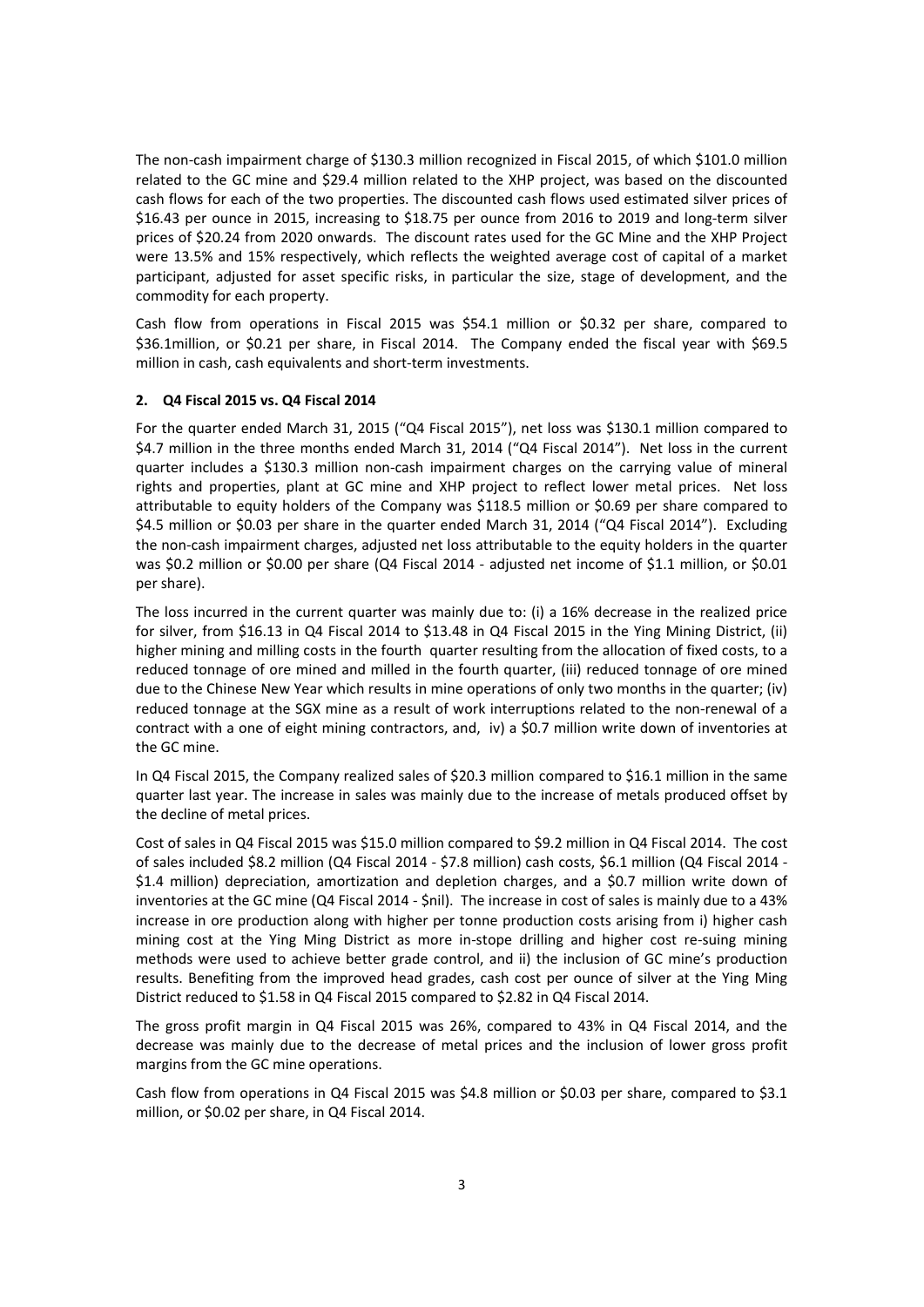The non-cash impairment charge of $130.3 million recognized in Fiscal 2015, of which $101.0 million related to the GC mine and $29.4 million related to the XHP project, was based on the discounted cash flows for each of the two properties. The discounted cash flows used estimated silver prices of $16.43 per ounce in 2015, increasing to $18.75 per ounce from 2016 to 2019 and long-term silver prices of $20.24 from 2020 onwards. The discount rates used for the GC Mine and the XHP Project were 13.5% and 15% respectively, which reflects the weighted average cost of capital of a market participant, adjusted for asset specific risks, in particular the size, stage of development, and the commodity for each property.

Cash flow from operations in Fiscal 2015 was $54.1 million or $0.32 per share, compared to $36.1million, or $0.21 per share, in Fiscal 2014. The Company ended the fiscal year with $69.5 million in cash, cash equivalents and short-term investments.

## 2. Q4 Fiscal 2015 vs. Q4 Fiscal 2014

For the quarter ended March 31, 2015 ("Q4 Fiscal 2015"), net loss was $130.1 million compared to $4.7 million in the three months ended March 31, 2014 ("Q4 Fiscal 2014"). Net loss in the current quarter includes a $130.3 million non-cash impairment charges on the carrying value of mineral rights and properties, plant at GC mine and XHP project to reflect lower metal prices. Net loss attributable to equity holders of the Company was $118.5 million or $0.69 per share compared to $4.5 million or $0.03 per share in the quarter ended March 31, 2014 ("Q4 Fiscal 2014"). Excluding the non-cash impairment charges, adjusted net loss attributable to the equity holders in the quarter was $0.2 million or $0.00 per share (Q4 Fiscal 2014 - adjusted net income of $1.1 million, or $0.01 per share).

The loss incurred in the current quarter was mainly due to: (i) a 16% decrease in the realized price for silver, from $16.13 in Q4 Fiscal 2014 to $13.48 in Q4 Fiscal 2015 in the Ying Mining District, (ii) higher mining and milling costs in the fourth quarter resulting from the allocation of fixed costs, to a reduced tonnage of ore mined and milled in the fourth quarter, (iii) reduced tonnage of ore mined due to the Chinese New Year which results in mine operations of only two months in the quarter; (iv) reduced tonnage at the SGX mine as a result of work interruptions related to the non-renewal of a contract with a one of eight mining contractors, and, iv) a $0.7 million write down of inventories at the GC mine.

In Q4 Fiscal 2015, the Company realized sales of $20.3 million compared to $16.1 million in the same quarter last year. The increase in sales was mainly due to the increase of metals produced offset by the decline of metal prices.

Cost of sales in Q4 Fiscal 2015 was $15.0 million compared to $9.2 million in Q4 Fiscal 2014. The cost of sales included $8.2 million (Q4 Fiscal 2014 - $7.8 million) cash costs, $6.1 million (Q4 Fiscal 2014 - $1.4 million) depreciation, amortization and depletion charges, and a $0.7 million write down of inventories at the GC mine (Q4 Fiscal 2014 - $nil). The increase in cost of sales is mainly due to a 43% increase in ore production along with higher per tonne production costs arising from i) higher cash mining cost at the Ying Ming District as more in-stope drilling and higher cost re-suing mining methods were used to achieve better grade control, and ii) the inclusion of GC mine's production results. Benefiting from the improved head grades, cash cost per ounce of silver at the Ying Ming District reduced to $1.58 in Q4 Fiscal 2015 compared to $2.82 in Q4 Fiscal 2014.

The gross profit margin in Q4 Fiscal 2015 was 26%, compared to 43% in Q4 Fiscal 2014, and the decrease was mainly due to the decrease of metal prices and the inclusion of lower gross profit margins from the GC mine operations.

Cash flow from operations in Q4 Fiscal 2015 was $4.8 million or $0.03 per share, compared to $3.1 million, or $0.02 per share, in Q4 Fiscal 2014.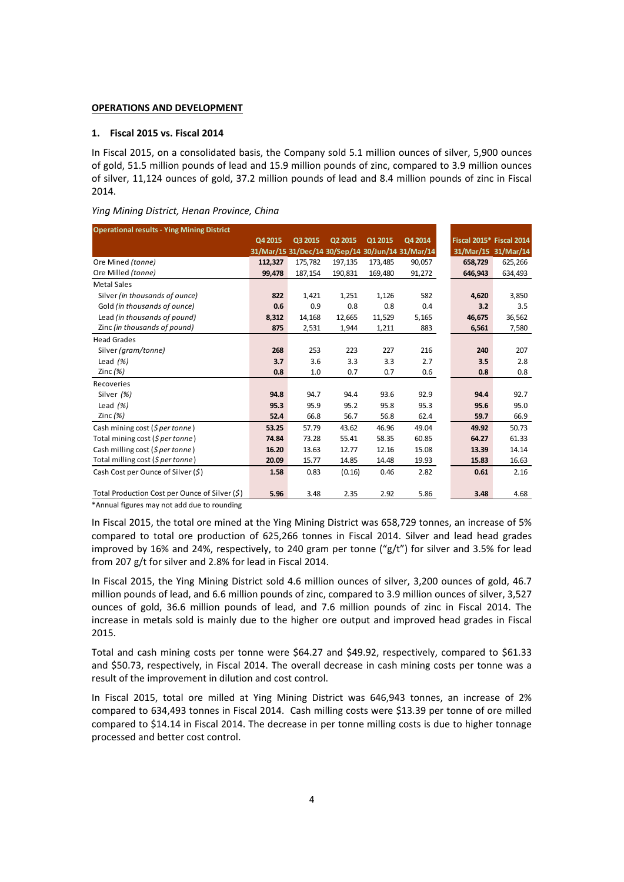**OPERATIONS AND DEVELOPMENT**

**1. Fiscal 2015 vs. Fiscal 2014**

In Fiscal 2015, on a consolidated basis, the Company sold 5.1 million ounces of silver, 5,900 ounces of gold, 51.5 million pounds of lead and 15.9 million pounds of zinc, compared to 3.9 million ounces of silver, 11,124 ounces of gold, 37.2 million pounds of lead and 8.4 million pounds of zinc in Fiscal 2014.

*Ying Mining District, Henan Province, China*

| Operational results - Ying Mining District | Q4 2015 | Q3 2015 | Q2 2015 | Q1 2015 | Q4 2014 | Fiscal 2015* | Fiscal 2014 |
|---|---|---|---|---|---|---|---|
| | 31/Mar/15 | 31/Dec/14 | 30/Sep/14 | 30/Jun/14 | 31/Mar/14 | 31/Mar/15 | 31/Mar/14 |
| Ore Mined *(tonne)* | **112,327** | 175,782 | 197,135 | 173,485 | 90,057 | **658,729** | 625,266 |
| Ore Milled *(tonne)* | **99,478** | 187,154 | 190,831 | 169,480 | 91,272 | **646,943** | 634,493 |
| Metal Sales | | | | | | | |
| Silver *(in thousands of ounce)* | **822** | 1,421 | 1,251 | 1,126 | 582 | **4,620** | 3,850 |
| Gold *(in thousands of ounce)* | **0.6** | 0.9 | 0.8 | 0.8 | 0.4 | **3.2** | 3.5 |
| Lead *(in thousands of pound)* | **8,312** | 14,168 | 12,665 | 11,529 | 5,165 | **46,675** | 36,562 |
| Zinc *(in thousands of pound)* | **875** | 2,531 | 1,944 | 1,211 | 883 | **6,561** | 7,580 |
| Head Grades | | | | | | | |
| Silver *(gram/tonne)* | **268** | 253 | 223 | 227 | 216 | **240** | 207 |
| Lead *(%)* | **3.7** | 3.6 | 3.3 | 3.3 | 2.7 | **3.5** | 2.8 |
| Zinc *(%)* | **0.8** | 1.0 | 0.7 | 0.7 | 0.6 | **0.8** | 0.8 |
| Recoveries | | | | | | | |
| Silver *(%)* | **94.8** | 94.7 | 94.4 | 93.6 | 92.9 | **94.4** | 92.7 |
| Lead *(%)* | **95.3** | 95.9 | 95.2 | 95.8 | 95.3 | **95.6** | 95.0 |
| Zinc *(%)* | **52.4** | 66.8 | 56.7 | 56.8 | 62.4 | **59.7** | 66.9 |
| Cash mining cost *($ per tonne)* | **53.25** | 57.79 | 43.62 | 46.96 | 49.04 | **49.92** | 50.73 |
| Total mining cost *($ per tonne)* | **74.84** | 73.28 | 55.41 | 58.35 | 60.85 | **64.27** | 61.33 |
| Cash milling cost *($ per tonne)* | **16.20** | 13.63 | 12.77 | 12.16 | 15.08 | **13.39** | 14.14 |
| Total milling cost *($ per tonne)* | **20.09** | 15.77 | 14.85 | 14.48 | 19.93 | **15.83** | 16.63 |
| Cash Cost per Ounce of Silver *($)* | **1.58** | 0.83 | (0.16) | 0.46 | 2.82 | **0.61** | 2.16 |
| Total Production Cost per Ounce of Silver *($)* | **5.96** | 3.48 | 2.35 | 2.92 | 5.86 | **3.48** | 4.68 |

*Annual figures may not add due to rounding

In Fiscal 2015, the total ore mined at the Ying Mining District was 658,729 tonnes, an increase of 5% compared to total ore production of 625,266 tonnes in Fiscal 2014. Silver and lead head grades improved by 16% and 24%, respectively, to 240 gram per tonne ("g/t") for silver and 3.5% for lead from 207 g/t for silver and 2.8% for lead in Fiscal 2014.

In Fiscal 2015, the Ying Mining District sold 4.6 million ounces of silver, 3,200 ounces of gold, 46.7 million pounds of lead, and 6.6 million pounds of zinc, compared to 3.9 million ounces of silver, 3,527 ounces of gold, 36.6 million pounds of lead, and 7.6 million pounds of zinc in Fiscal 2014. The increase in metals sold is mainly due to the higher ore output and improved head grades in Fiscal 2015.

Total and cash mining costs per tonne were $64.27 and $49.92, respectively, compared to $61.33 and $50.73, respectively, in Fiscal 2014. The overall decrease in cash mining costs per tonne was a result of the improvement in dilution and cost control.

In Fiscal 2015, total ore milled at Ying Mining District was 646,943 tonnes, an increase of 2% compared to 634,493 tonnes in Fiscal 2014. Cash milling costs were $13.39 per tonne of ore milled compared to $14.14 in Fiscal 2014. The decrease in per tonne milling costs is due to higher tonnage processed and better cost control.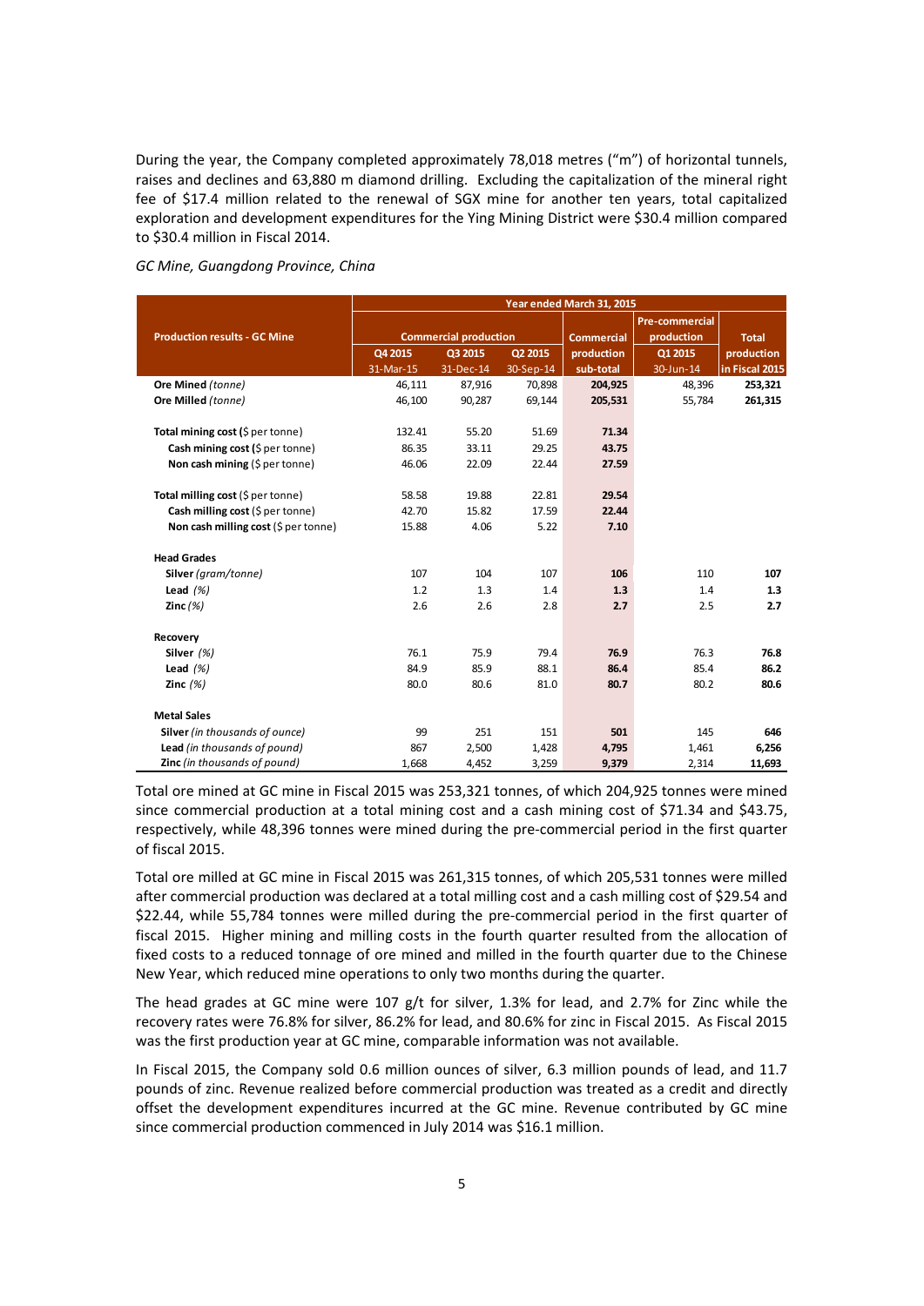During the year, the Company completed approximately 78,018 metres ("m") of horizontal tunnels, raises and declines and 63,880 m diamond drilling. Excluding the capitalization of the mineral right fee of $17.4 million related to the renewal of SGX mine for another ten years, total capitalized exploration and development expenditures for the Ying Mining District were $30.4 million compared to $30.4 million in Fiscal 2014.

*GC Mine, Guangdong Province, China*

| Production results - GC Mine | Year ended March 31, 2015 | | | | | |
|---|---|---|---|---|---|---|
| | Commercial production | | | Commercial | Pre-commercial production | Total |
| | Q4 2015 | Q3 2015 | Q2 2015 | production | Q1 2015 | production |
| | 31-Mar-15 | 31-Dec-14 | 30-Sep-14 | sub-total | 30-Jun-14 | in Fiscal 2015 |
| **Ore Mined** *(tonne)* | 46,111 | 87,916 | 70,898 | **204,925** | 48,396 | **253,321** |
| **Ore Milled** *(tonne)* | 46,100 | 90,287 | 69,144 | **205,531** | 55,784 | **261,315** |
| | | | | | | |
| **Total mining cost** ($ per tonne) | 132.41 | 55.20 | 51.69 | **71.34** | | |
| **Cash mining cost** ($ per tonne) | 86.35 | 33.11 | 29.25 | **43.75** | | |
| **Non cash mining** ($ per tonne) | 46.06 | 22.09 | 22.44 | **27.59** | | |
| | | | | | | |
| **Total milling cost** ($ per tonne) | 58.58 | 19.88 | 22.81 | **29.54** | | |
| **Cash milling cost** ($ per tonne) | 42.70 | 15.82 | 17.59 | **22.44** | | |
| **Non cash milling cost** ($ per tonne) | 15.88 | 4.06 | 5.22 | **7.10** | | |
| | | | | | | |
| **Head Grades** | | | | | | |
| **Silver** *(gram/tonne)* | 107 | 104 | 107 | **106** | 110 | **107** |
| **Lead** *(%)* | 1.2 | 1.3 | 1.4 | **1.3** | 1.4 | **1.3** |
| **Zinc** *(%)* | 2.6 | 2.6 | 2.8 | **2.7** | 2.5 | **2.7** |
| | | | | | | |
| **Recovery** | | | | | | |
| **Silver** *(%)* | 76.1 | 75.9 | 79.4 | **76.9** | 76.3 | **76.8** |
| **Lead** *(%)* | 84.9 | 85.9 | 88.1 | **86.4** | 85.4 | **86.2** |
| **Zinc** *(%)* | 80.0 | 80.6 | 81.0 | **80.7** | 80.2 | **80.6** |
| | | | | | | |
| **Metal Sales** | | | | | | |
| **Silver** *(in thousands of ounce)* | 99 | 251 | 151 | **501** | 145 | **646** |
| **Lead** *(in thousands of pound)* | 867 | 2,500 | 1,428 | **4,795** | 1,461 | **6,256** |
| **Zinc** *(in thousands of pound)* | 1,668 | 4,452 | 3,259 | **9,379** | 2,314 | **11,693** |

Total ore mined at GC mine in Fiscal 2015 was 253,321 tonnes, of which 204,925 tonnes were mined since commercial production at a total mining cost and a cash mining cost of $71.34 and $43.75, respectively, while 48,396 tonnes were mined during the pre-commercial period in the first quarter of fiscal 2015.

Total ore milled at GC mine in Fiscal 2015 was 261,315 tonnes, of which 205,531 tonnes were milled after commercial production was declared at a total milling cost and a cash milling cost of $29.54 and $22.44, while 55,784 tonnes were milled during the pre-commercial period in the first quarter of fiscal 2015. Higher mining and milling costs in the fourth quarter resulted from the allocation of fixed costs to a reduced tonnage of ore mined and milled in the fourth quarter due to the Chinese New Year, which reduced mine operations to only two months during the quarter.

The head grades at GC mine were 107 g/t for silver, 1.3% for lead, and 2.7% for Zinc while the recovery rates were 76.8% for silver, 86.2% for lead, and 80.6% for zinc in Fiscal 2015. As Fiscal 2015 was the first production year at GC mine, comparable information was not available.

In Fiscal 2015, the Company sold 0.6 million ounces of silver, 6.3 million pounds of lead, and 11.7 pounds of zinc. Revenue realized before commercial production was treated as a credit and directly offset the development expenditures incurred at the GC mine. Revenue contributed by GC mine since commercial production commenced in July 2014 was $16.1 million.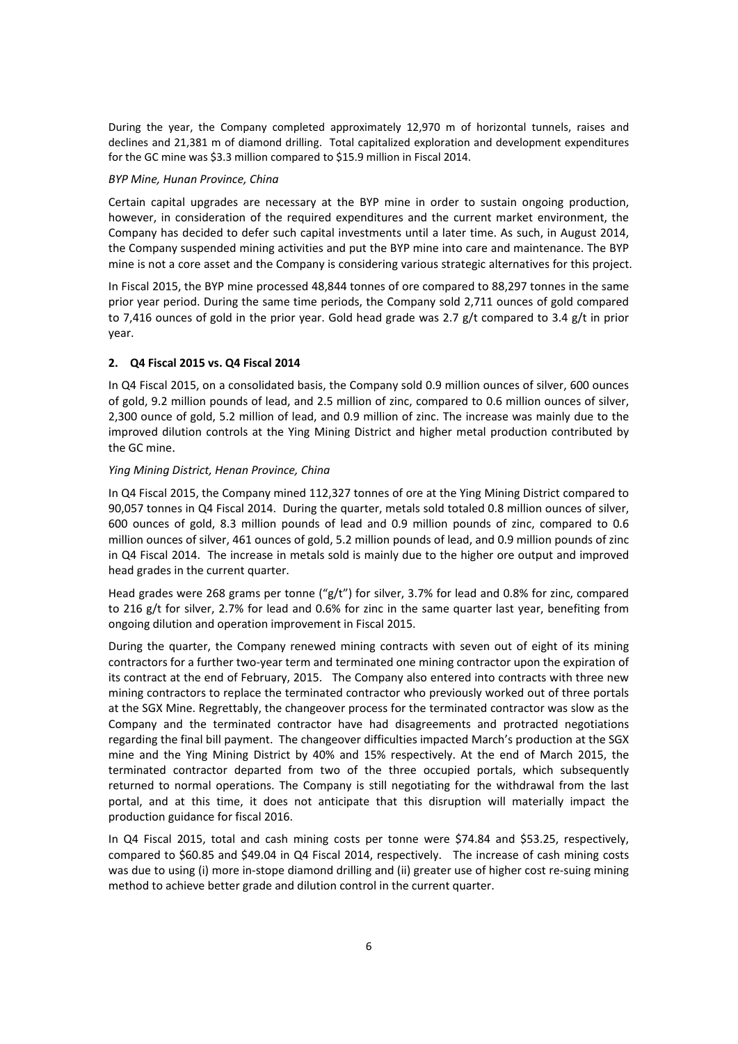During the year, the Company completed approximately 12,970 m of horizontal tunnels, raises and declines and 21,381 m of diamond drilling. Total capitalized exploration and development expenditures for the GC mine was $3.3 million compared to $15.9 million in Fiscal 2014.

*BYP Mine, Hunan Province, China*

Certain capital upgrades are necessary at the BYP mine in order to sustain ongoing production, however, in consideration of the required expenditures and the current market environment, the Company has decided to defer such capital investments until a later time. As such, in August 2014, the Company suspended mining activities and put the BYP mine into care and maintenance. The BYP mine is not a core asset and the Company is considering various strategic alternatives for this project.

In Fiscal 2015, the BYP mine processed 48,844 tonnes of ore compared to 88,297 tonnes in the same prior year period. During the same time periods, the Company sold 2,711 ounces of gold compared to 7,416 ounces of gold in the prior year. Gold head grade was 2.7 g/t compared to 3.4 g/t in prior year.

**2. Q4 Fiscal 2015 vs. Q4 Fiscal 2014**

In Q4 Fiscal 2015, on a consolidated basis, the Company sold 0.9 million ounces of silver, 600 ounces of gold, 9.2 million pounds of lead, and 2.5 million of zinc, compared to 0.6 million ounces of silver, 2,300 ounce of gold, 5.2 million of lead, and 0.9 million of zinc. The increase was mainly due to the improved dilution controls at the Ying Mining District and higher metal production contributed by the GC mine.

*Ying Mining District, Henan Province, China*

In Q4 Fiscal 2015, the Company mined 112,327 tonnes of ore at the Ying Mining District compared to 90,057 tonnes in Q4 Fiscal 2014. During the quarter, metals sold totaled 0.8 million ounces of silver, 600 ounces of gold, 8.3 million pounds of lead and 0.9 million pounds of zinc, compared to 0.6 million ounces of silver, 461 ounces of gold, 5.2 million pounds of lead, and 0.9 million pounds of zinc in Q4 Fiscal 2014. The increase in metals sold is mainly due to the higher ore output and improved head grades in the current quarter.

Head grades were 268 grams per tonne ("g/t") for silver, 3.7% for lead and 0.8% for zinc, compared to 216 g/t for silver, 2.7% for lead and 0.6% for zinc in the same quarter last year, benefiting from ongoing dilution and operation improvement in Fiscal 2015.

During the quarter, the Company renewed mining contracts with seven out of eight of its mining contractors for a further two-year term and terminated one mining contractor upon the expiration of its contract at the end of February, 2015. The Company also entered into contracts with three new mining contractors to replace the terminated contractor who previously worked out of three portals at the SGX Mine. Regrettably, the changeover process for the terminated contractor was slow as the Company and the terminated contractor have had disagreements and protracted negotiations regarding the final bill payment. The changeover difficulties impacted March's production at the SGX mine and the Ying Mining District by 40% and 15% respectively. At the end of March 2015, the terminated contractor departed from two of the three occupied portals, which subsequently returned to normal operations. The Company is still negotiating for the withdrawal from the last portal, and at this time, it does not anticipate that this disruption will materially impact the production guidance for fiscal 2016.

In Q4 Fiscal 2015, total and cash mining costs per tonne were $74.84 and $53.25, respectively, compared to $60.85 and $49.04 in Q4 Fiscal 2014, respectively. The increase of cash mining costs was due to using (i) more in-stope diamond drilling and (ii) greater use of higher cost re-suing mining method to achieve better grade and dilution control in the current quarter.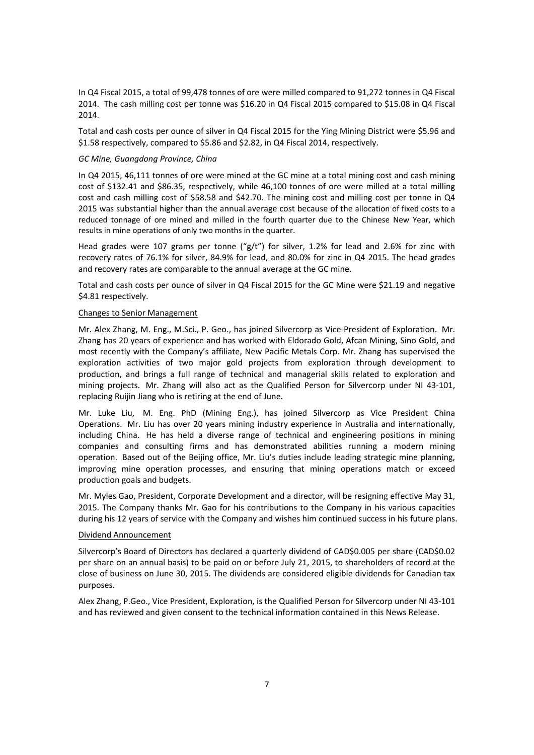In Q4 Fiscal 2015, a total of 99,478 tonnes of ore were milled compared to 91,272 tonnes in Q4 Fiscal 2014. The cash milling cost per tonne was $16.20 in Q4 Fiscal 2015 compared to $15.08 in Q4 Fiscal 2014.

Total and cash costs per ounce of silver in Q4 Fiscal 2015 for the Ying Mining District were $5.96 and $1.58 respectively, compared to $5.86 and $2.82, in Q4 Fiscal 2014, respectively.

*GC Mine, Guangdong Province, China*

In Q4 2015, 46,111 tonnes of ore were mined at the GC mine at a total mining cost and cash mining cost of $132.41 and $86.35, respectively, while 46,100 tonnes of ore were milled at a total milling cost and cash milling cost of $58.58 and $42.70. The mining cost and milling cost per tonne in Q4 2015 was substantial higher than the annual average cost because of the allocation of fixed costs to a reduced tonnage of ore mined and milled in the fourth quarter due to the Chinese New Year, which results in mine operations of only two months in the quarter.

Head grades were 107 grams per tonne ("g/t") for silver, 1.2% for lead and 2.6% for zinc with recovery rates of 76.1% for silver, 84.9% for lead, and 80.0% for zinc in Q4 2015. The head grades and recovery rates are comparable to the annual average at the GC mine.

Total and cash costs per ounce of silver in Q4 Fiscal 2015 for the GC Mine were $21.19 and negative $4.81 respectively.

## Changes to Senior Management

Mr. Alex Zhang, M. Eng., M.Sci., P. Geo., has joined Silvercorp as Vice-President of Exploration. Mr. Zhang has 20 years of experience and has worked with Eldorado Gold, Afcan Mining, Sino Gold, and most recently with the Company's affiliate, New Pacific Metals Corp. Mr. Zhang has supervised the exploration activities of two major gold projects from exploration through development to production, and brings a full range of technical and managerial skills related to exploration and mining projects. Mr. Zhang will also act as the Qualified Person for Silvercorp under NI 43-101, replacing Ruijin Jiang who is retiring at the end of June.

Mr. Luke Liu, M. Eng. PhD (Mining Eng.), has joined Silvercorp as Vice President China Operations. Mr. Liu has over 20 years mining industry experience in Australia and internationally, including China. He has held a diverse range of technical and engineering positions in mining companies and consulting firms and has demonstrated abilities running a modern mining operation. Based out of the Beijing office, Mr. Liu's duties include leading strategic mine planning, improving mine operation processes, and ensuring that mining operations match or exceed production goals and budgets.

Mr. Myles Gao, President, Corporate Development and a director, will be resigning effective May 31, 2015. The Company thanks Mr. Gao for his contributions to the Company in his various capacities during his 12 years of service with the Company and wishes him continued success in his future plans.

## Dividend Announcement

Silvercorp's Board of Directors has declared a quarterly dividend of CAD$0.005 per share (CAD$0.02 per share on an annual basis) to be paid on or before July 21, 2015, to shareholders of record at the close of business on June 30, 2015. The dividends are considered eligible dividends for Canadian tax purposes.

Alex Zhang, P.Geo., Vice President, Exploration, is the Qualified Person for Silvercorp under NI 43-101 and has reviewed and given consent to the technical information contained in this News Release.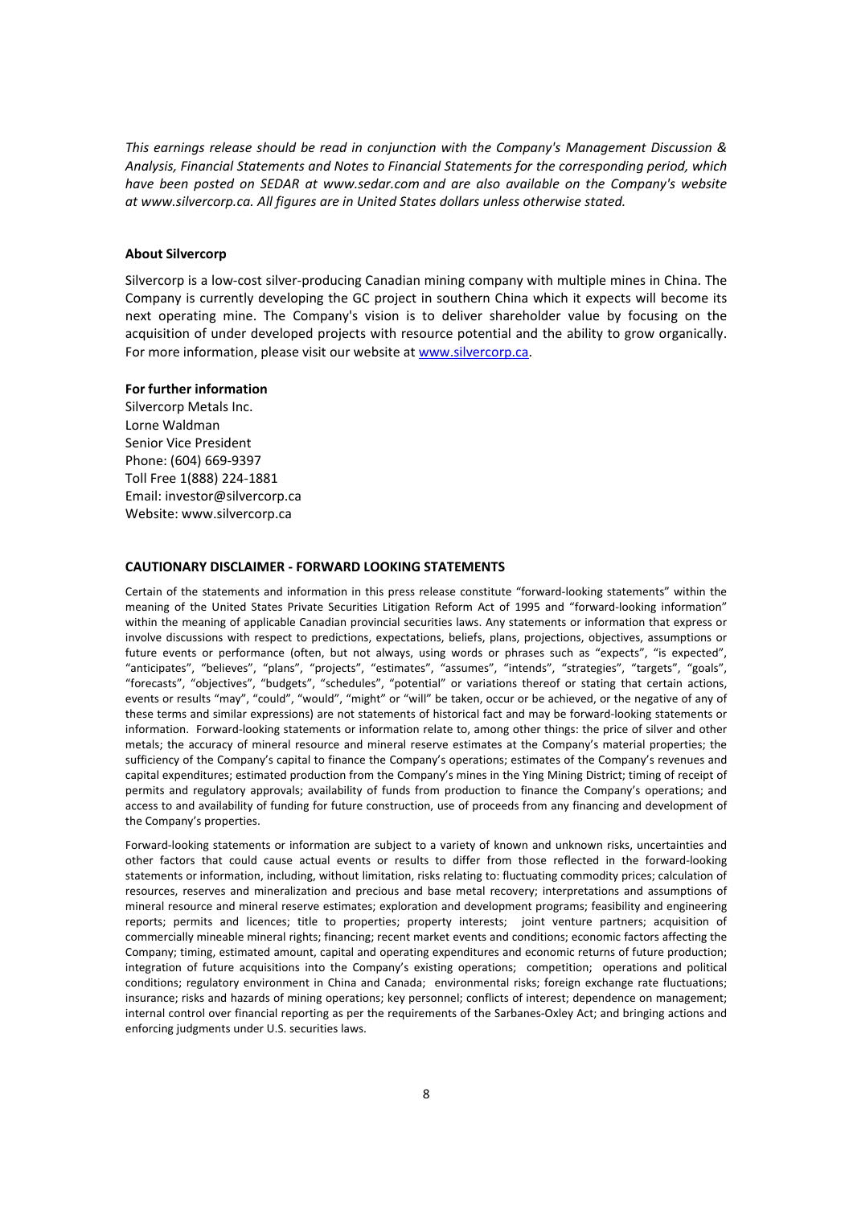*This earnings release should be read in conjunction with the Company's Management Discussion & Analysis, Financial Statements and Notes to Financial Statements for the corresponding period, which have been posted on SEDAR at www.sedar.com and are also available on the Company's website at www.silvercorp.ca. All figures are in United States dollars unless otherwise stated.*

**About Silvercorp**

Silvercorp is a low-cost silver-producing Canadian mining company with multiple mines in China. The Company is currently developing the GC project in southern China which it expects will become its next operating mine. The Company's vision is to deliver shareholder value by focusing on the acquisition of under developed projects with resource potential and the ability to grow organically. For more information, please visit our website at [www.silvercorp.ca](www.silvercorp.ca).

**For further information**

Silvercorp Metals Inc.
Lorne Waldman
Senior Vice President
Phone: (604) 669-9397
Toll Free 1(888) 224-1881
Email: investor@silvercorp.ca
Website: www.silvercorp.ca

**CAUTIONARY DISCLAIMER - FORWARD LOOKING STATEMENTS**

Certain of the statements and information in this press release constitute "forward-looking statements" within the meaning of the United States Private Securities Litigation Reform Act of 1995 and "forward-looking information" within the meaning of applicable Canadian provincial securities laws. Any statements or information that express or involve discussions with respect to predictions, expectations, beliefs, plans, projections, objectives, assumptions or future events or performance (often, but not always, using words or phrases such as "expects", "is expected", "anticipates", "believes", "plans", "projects", "estimates", "assumes", "intends", "strategies", "targets", "goals", "forecasts", "objectives", "budgets", "schedules", "potential" or variations thereof or stating that certain actions, events or results "may", "could", "would", "might" or "will" be taken, occur or be achieved, or the negative of any of these terms and similar expressions) are not statements of historical fact and may be forward-looking statements or information. Forward-looking statements or information relate to, among other things: the price of silver and other metals; the accuracy of mineral resource and mineral reserve estimates at the Company's material properties; the sufficiency of the Company's capital to finance the Company's operations; estimates of the Company's revenues and capital expenditures; estimated production from the Company's mines in the Ying Mining District; timing of receipt of permits and regulatory approvals; availability of funds from production to finance the Company's operations; and access to and availability of funding for future construction, use of proceeds from any financing and development of the Company's properties.

Forward-looking statements or information are subject to a variety of known and unknown risks, uncertainties and other factors that could cause actual events or results to differ from those reflected in the forward-looking statements or information, including, without limitation, risks relating to: fluctuating commodity prices; calculation of resources, reserves and mineralization and precious and base metal recovery; interpretations and assumptions of mineral resource and mineral reserve estimates; exploration and development programs; feasibility and engineering reports; permits and licences; title to properties; property interests; joint venture partners; acquisition of commercially mineable mineral rights; financing; recent market events and conditions; economic factors affecting the Company; timing, estimated amount, capital and operating expenditures and economic returns of future production; integration of future acquisitions into the Company's existing operations; competition; operations and political conditions; regulatory environment in China and Canada; environmental risks; foreign exchange rate fluctuations; insurance; risks and hazards of mining operations; key personnel; conflicts of interest; dependence on management; internal control over financial reporting as per the requirements of the Sarbanes-Oxley Act; and bringing actions and enforcing judgments under U.S. securities laws.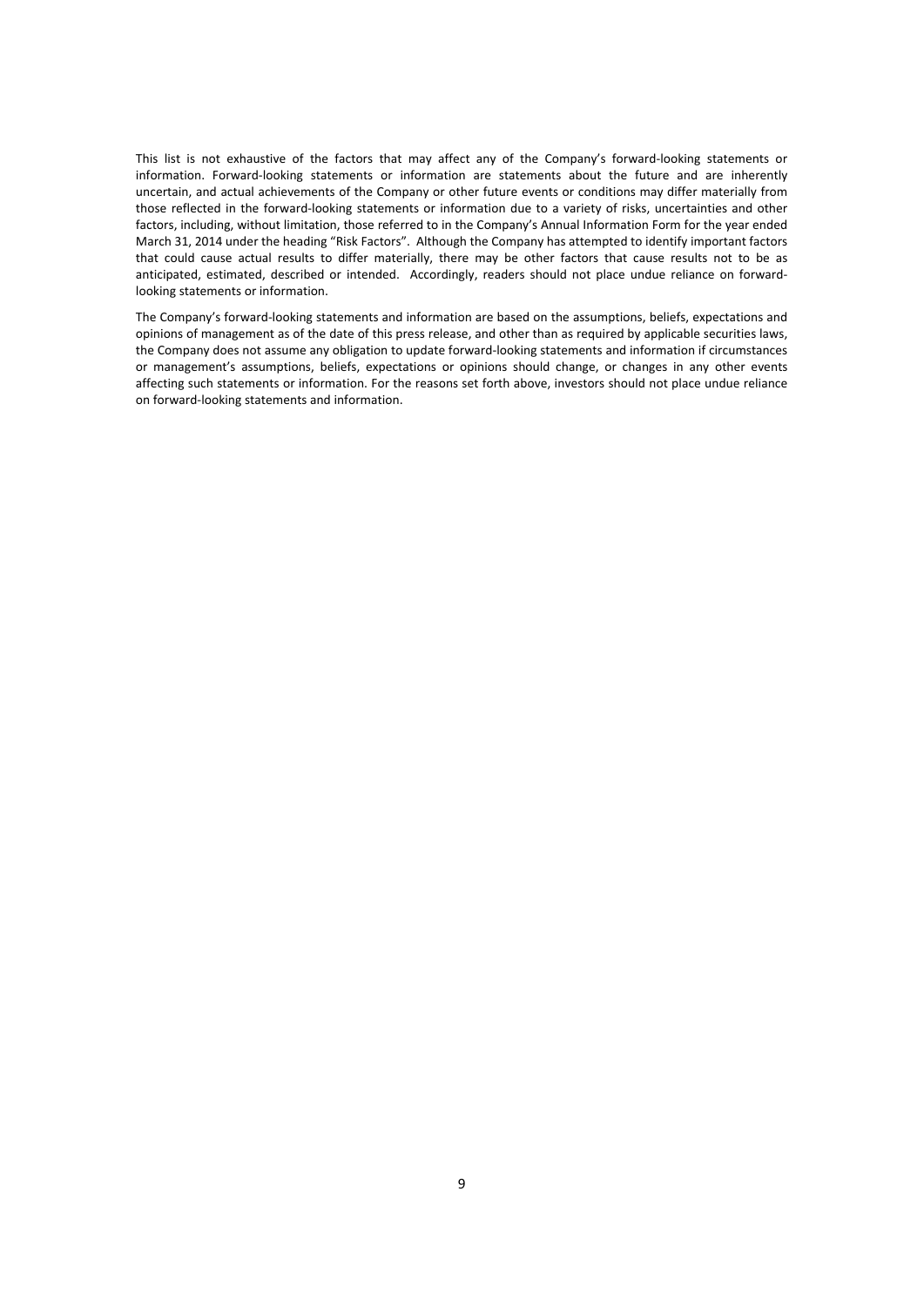This list is not exhaustive of the factors that may affect any of the Company's forward-looking statements or information. Forward-looking statements or information are statements about the future and are inherently uncertain, and actual achievements of the Company or other future events or conditions may differ materially from those reflected in the forward-looking statements or information due to a variety of risks, uncertainties and other factors, including, without limitation, those referred to in the Company's Annual Information Form for the year ended March 31, 2014 under the heading "Risk Factors". Although the Company has attempted to identify important factors that could cause actual results to differ materially, there may be other factors that cause results not to be as anticipated, estimated, described or intended. Accordingly, readers should not place undue reliance on forward-looking statements or information.

The Company's forward-looking statements and information are based on the assumptions, beliefs, expectations and opinions of management as of the date of this press release, and other than as required by applicable securities laws, the Company does not assume any obligation to update forward-looking statements and information if circumstances or management's assumptions, beliefs, expectations or opinions should change, or changes in any other events affecting such statements or information. For the reasons set forth above, investors should not place undue reliance on forward-looking statements and information.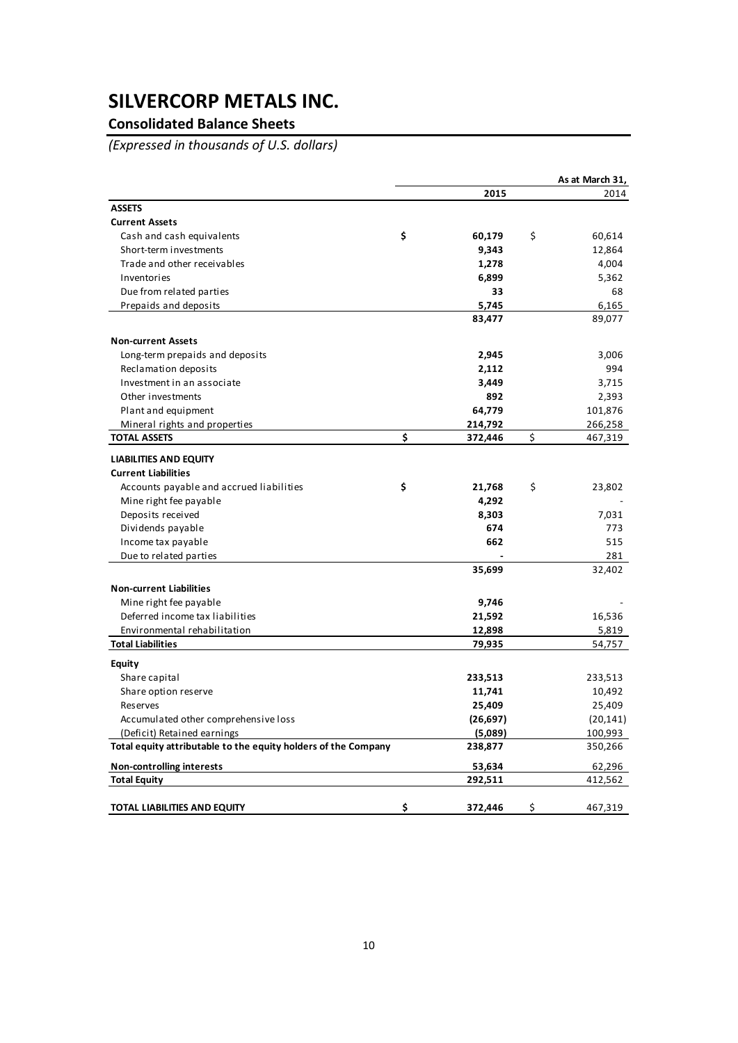# SILVERCORP METALS INC.

## Consolidated Balance Sheets

*(Expressed in thousands of U.S. dollars)*

| | As at March 31, 2015 | 2014 |
|---|---|---|
| **ASSETS** | | |
| **Current Assets** | | |
| Cash and cash equivalents | **$ 60,179** | $ 60,614 |
| Short-term investments | **9,343** | 12,864 |
| Trade and other receivables | **1,278** | 4,004 |
| Inventories | **6,899** | 5,362 |
| Due from related parties | **33** | 68 |
| Prepaids and deposits | **5,745** | 6,165 |
| | **83,477** | 89,077 |
| **Non-current Assets** | | |
| Long-term prepaids and deposits | **2,945** | 3,006 |
| Reclamation deposits | **2,112** | 994 |
| Investment in an associate | **3,449** | 3,715 |
| Other investments | **892** | 2,393 |
| Plant and equipment | **64,779** | 101,876 |
| Mineral rights and properties | **214,792** | 266,258 |
| **TOTAL ASSETS** | **$ 372,446** | $ 467,319 |
| **LIABILITIES AND EQUITY** | | |
| **Current Liabilities** | | |
| Accounts payable and accrued liabilities | **$ 21,768** | $ 23,802 |
| Mine right fee payable | **4,292** | - |
| Deposits received | **8,303** | 7,031 |
| Dividends payable | **674** | 773 |
| Income tax payable | **662** | 515 |
| Due to related parties | **-** | 281 |
| | **35,699** | 32,402 |
| **Non-current Liabilities** | | |
| Mine right fee payable | **9,746** | - |
| Deferred income tax liabilities | **21,592** | 16,536 |
| Environmental rehabilitation | **12,898** | 5,819 |
| **Total Liabilities** | **79,935** | 54,757 |
| **Equity** | | |
| Share capital | **233,513** | 233,513 |
| Share option reserve | **11,741** | 10,492 |
| Reserves | **25,409** | 25,409 |
| Accumulated other comprehensive loss | **(26,697)** | (20,141) |
| (Deficit) Retained earnings | **(5,089)** | 100,993 |
| **Total equity attributable to the equity holders of the Company** | **238,877** | 350,266 |
| **Non-controlling interests** | **53,634** | 62,296 |
| **Total Equity** | **292,511** | 412,562 |
| **TOTAL LIABILITIES AND EQUITY** | **$ 372,446** | $ 467,319 |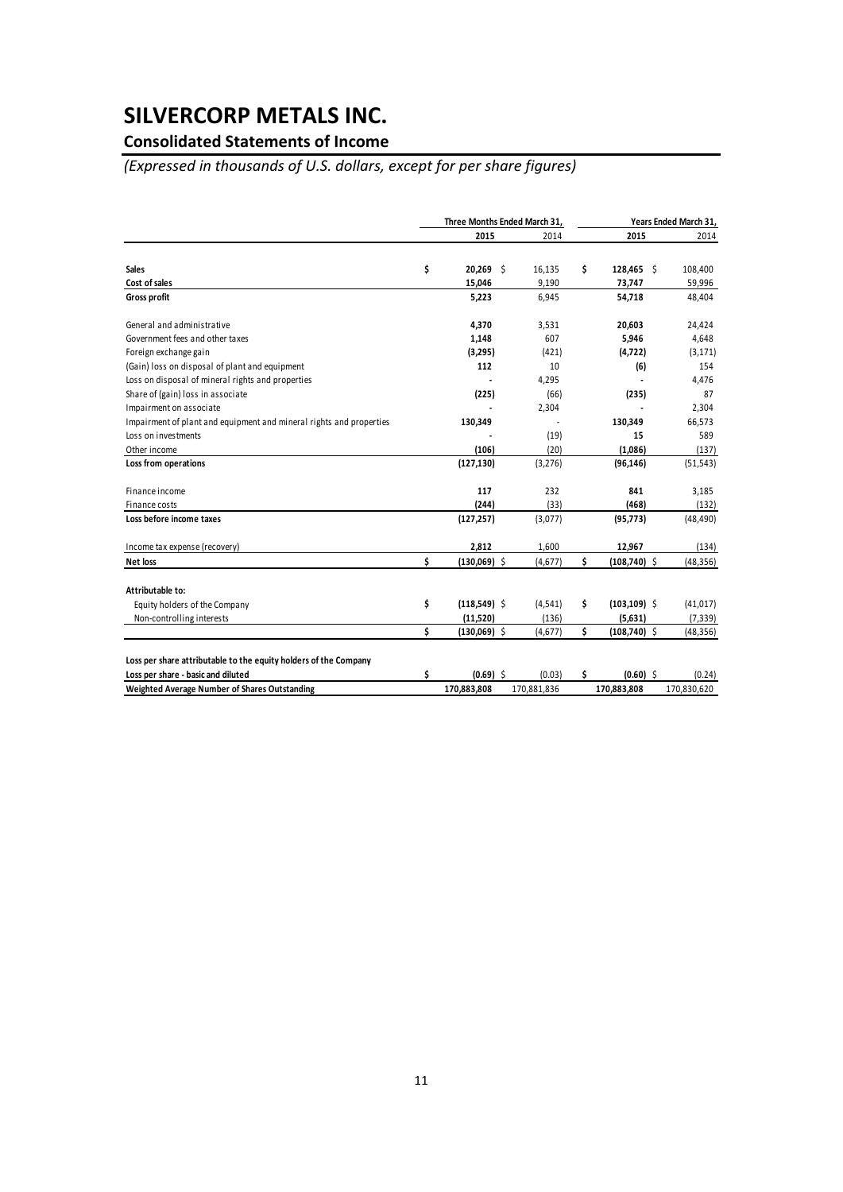# SILVERCORP METALS INC.

## Consolidated Statements of Income

*(Expressed in thousands of U.S. dollars, except for per share figures)*

| | Three Months Ended March 31, | | Years Ended March 31, | |
|---|---|---|---|---|
| | **2015** | 2014 | **2015** | 2014 |
| **Sales** | $ **20,269** | $ 16,135 | $ **128,465** | $ 108,400 |
| **Cost of sales** | **15,046** | 9,190 | **73,747** | 59,996 |
| **Gross profit** | **5,223** | 6,945 | **54,718** | 48,404 |
| General and administrative | **4,370** | 3,531 | **20,603** | 24,424 |
| Government fees and other taxes | **1,148** | 607 | **5,946** | 4,648 |
| Foreign exchange gain | **(3,295)** | (421) | **(4,722)** | (3,171) |
| (Gain) loss on disposal of plant and equipment | **112** | 10 | **(6)** | 154 |
| Loss on disposal of mineral rights and properties | **-** | 4,295 | **-** | 4,476 |
| Share of (gain) loss in associate | **(225)** | (66) | **(235)** | 87 |
| Impairment on associate | **-** | 2,304 | **-** | 2,304 |
| Impairment of plant and equipment and mineral rights and properties | **130,349** | - | **130,349** | 66,573 |
| Loss on investments | **-** | (19) | **15** | 589 |
| Other income | **(106)** | (20) | **(1,086)** | (137) |
| **Loss from operations** | **(127,130)** | (3,276) | **(96,146)** | (51,543) |
| Finance income | **117** | 232 | **841** | 3,185 |
| Finance costs | **(244)** | (33) | **(468)** | (132) |
| **Loss before income taxes** | **(127,257)** | (3,077) | **(95,773)** | (48,490) |
| Income tax expense (recovery) | **2,812** | 1,600 | **12,967** | (134) |
| **Net loss** | $ **(130,069)** | $ (4,677) | $ **(108,740)** | $ (48,356) |
| **Attributable to:** | | | | |
| Equity holders of the Company | $ **(118,549)** | $ (4,541) | $ **(103,109)** | $ (41,017) |
| Non-controlling interests | **(11,520)** | (136) | **(5,631)** | (7,339) |
| | $ **(130,069)** | $ (4,677) | $ **(108,740)** | $ (48,356) |
| **Loss per share attributable to the equity holders of the Company** | | | | |
| **Loss per share - basic and diluted** | $ **(0.69)** | $ (0.03) | $ **(0.60)** | $ (0.24) |
| **Weighted Average Number of Shares Outstanding** | **170,883,808** | 170,881,836 | **170,883,808** | 170,830,620 |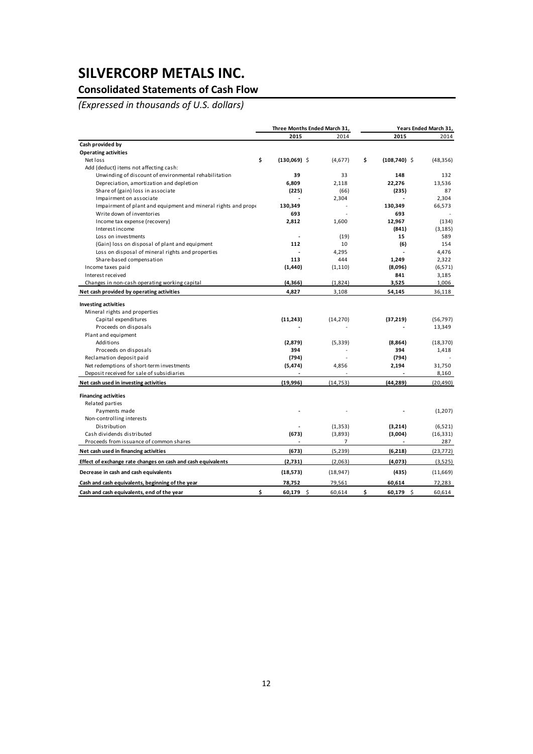# SILVERCORP METALS INC.

## Consolidated Statements of Cash Flow

*(Expressed in thousands of U.S. dollars)*

| | Three Months Ended March 31, | | Years Ended March 31, | |
|---|---|---|---|---|
| | **2015** | 2014 | **2015** | 2014 |
| **Cash provided by** | | | | |
| **Operating activities** | | | | |
| Net loss | **$ (130,069)** | $ (4,677) | **$ (108,740)** | $ (48,356) |
| Add (deduct) items not affecting cash: | | | | |
| Unwinding of discount of environmental rehabilitation | **39** | 33 | **148** | 132 |
| Depreciation, amortization and depletion | **6,809** | 2,118 | **22,276** | 13,536 |
| Share of (gain) loss in associate | **(225)** | (66) | **(235)** | 87 |
| Impairment on associate | **-** | 2,304 | **-** | 2,304 |
| Impairment of plant and equipment and mineral rights and prope | **130,349** | - | **130,349** | 66,573 |
| Write down of inventories | **693** | - | **693** | - |
| Income tax expense (recovery) | **2,812** | 1,600 | **12,967** | (134) |
| Interest income | | | **(841)** | (3,185) |
| Loss on investments | **-** | (19) | **15** | 589 |
| (Gain) loss on disposal of plant and equipment | **112** | 10 | **(6)** | 154 |
| Loss on disposal of mineral rights and properties | **-** | 4,295 | **-** | 4,476 |
| Share-based compensation | **113** | 444 | **1,249** | 2,322 |
| Income taxes paid | **(1,440)** | (1,110) | **(8,096)** | (6,571) |
| Interest received | | | **841** | 3,185 |
| Changes in non-cash operating working capital | **(4,366)** | (1,824) | **3,525** | 1,006 |
| **Net cash provided by operating activities** | **4,827** | 3,108 | **54,145** | 36,118 |
| **Investing activities** | | | | |
| Mineral rights and properties | | | | |
| Capital expenditures | **(11,243)** | (14,270) | **(37,219)** | (56,797) |
| Proceeds on disposals | **-** | - | **-** | 13,349 |
| Plant and equipment | | | | |
| Additions | **(2,879)** | (5,339) | **(8,864)** | (18,370) |
| Proceeds on disposals | **394** | - | **394** | 1,418 |
| Reclamation deposit paid | **(794)** | - | **(794)** | - |
| Net redemptions of short-term investments | **(5,474)** | 4,856 | **2,194** | 31,750 |
| Deposit received for sale of subsidiaries | **-** | - | **-** | 8,160 |
| **Net cash used in investing activities** | **(19,996)** | (14,753) | **(44,289)** | (20,490) |
| **Financing activities** | | | | |
| Related parties | | | | |
| Payments made | **-** | - | **-** | (1,207) |
| Non-controlling interests | | | | |
| Distribution | **-** | (1,353) | **(3,214)** | (6,521) |
| Cash dividends distributed | **(673)** | (3,893) | **(3,004)** | (16,331) |
| Proceeds from issuance of common shares | **-** | 7 | **-** | 287 |
| **Net cash used in financing activities** | **(673)** | (5,239) | **(6,218)** | (23,772) |
| **Effect of exchange rate changes on cash and cash equivalents** | **(2,731)** | (2,063) | **(4,073)** | (3,525) |
| **Decrease in cash and cash equivalents** | **(18,573)** | (18,947) | **(435)** | (11,669) |
| **Cash and cash equivalents, beginning of the year** | **78,752** | 79,561 | **60,614** | 72,283 |
| **Cash and cash equivalents, end of the year** | **$ 60,179** | $ 60,614 | **$ 60,179** | $ 60,614 |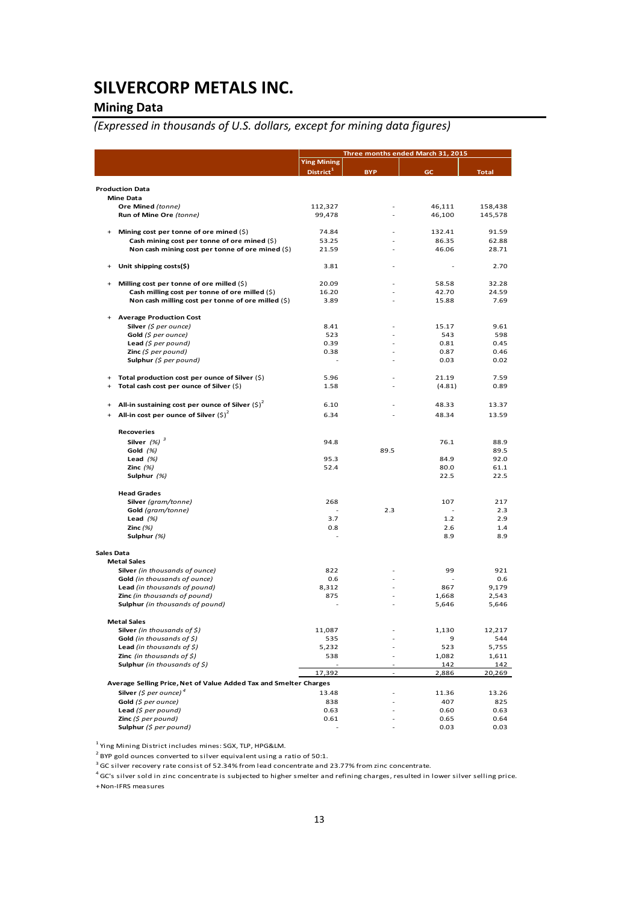# SILVERCORP METALS INC.

## Mining Data

*(Expressed in thousands of U.S. dollars, except for mining data figures)*

| | Three months ended March 31, 2015 | | | |
|---|---|---|---|---|
| | Ying Mining District[1] | BYP | GC | Total |
| **Production Data** | | | | |
| **Mine Data** | | | | |
| **Ore Mined** *(tonne)* | 112,327 | - | 46,111 | 158,438 |
| **Run of Mine Ore** *(tonne)* | 99,478 | - | 46,100 | 145,578 |
| + **Mining cost per tonne of ore mined** ($) | 74.84 | - | 132.41 | 91.59 |
| **Cash mining cost per tonne of ore mined** ($) | 53.25 | - | 86.35 | 62.88 |
| **Non cash mining cost per tonne of ore mined** ($) | 21.59 | - | 46.06 | 28.71 |
| + **Unit shipping costs($)** | 3.81 | - | - | 2.70 |
| + **Milling cost per tonne of ore milled** ($) | 20.09 | - | 58.58 | 32.28 |
| **Cash milling cost per tonne of ore milled** ($) | 16.20 | - | 42.70 | 24.59 |
| **Non cash milling cost per tonne of ore milled** ($) | 3.89 | - | 15.88 | 7.69 |
| + **Average Production Cost** | | | | |
| **Silver** *($ per ounce)* | 8.41 | - | 15.17 | 9.61 |
| **Gold** *($ per ounce)* | 523 | - | 543 | 598 |
| **Lead** *($ per pound)* | 0.39 | - | 0.81 | 0.45 |
| **Zinc** *($ per pound)* | 0.38 | - | 0.87 | 0.46 |
| **Sulphur** *($ per pound)* | - | - | 0.03 | 0.02 |
| + **Total production cost per ounce of Silver** ($) | 5.96 | - | 21.19 | 7.59 |
| + **Total cash cost per ounce of Silver** ($) | 1.58 | - | (4.81) | 0.89 |
| + **All-in sustaining cost per ounce of Silver** ($)[2] | 6.10 | - | 48.33 | 13.37 |
| + **All-in cost per ounce of Silver** ($)[2] | 6.34 | - | 48.34 | 13.59 |
| **Recoveries** | | | | |
| **Silver** *(%)* [3] | 94.8 | | 76.1 | 88.9 |
| **Gold** *(%)* | | 89.5 | | 89.5 |
| **Lead** *(%)* | 95.3 | | 84.9 | 92.0 |
| **Zinc** *(%)* | 52.4 | | 80.0 | 61.1 |
| **Sulphur** *(%)* | | | 22.5 | 22.5 |
| **Head Grades** | | | | |
| **Silver** *(gram/tonne)* | 268 | | 107 | 217 |
| **Gold** *(gram/tonne)* | - | 2.3 | - | 2.3 |
| **Lead** *(%)* | 3.7 | | 1.2 | 2.9 |
| **Zinc** *(%)* | 0.8 | | 2.6 | 1.4 |
| **Sulphur** *(%)* | - | | 8.9 | 8.9 |
| **Sales Data** | | | | |
| **Metal Sales** | | | | |
| **Silver** *(in thousands of ounce)* | 822 | - | 99 | 921 |
| **Gold** *(in thousands of ounce)* | 0.6 | - | - | 0.6 |
| **Lead** *(in thousands of pound)* | 8,312 | - | 867 | 9,179 |
| **Zinc** *(in thousands of pound)* | 875 | - | 1,668 | 2,543 |
| **Sulphur** *(in thousands of pound)* | - | - | 5,646 | 5,646 |
| **Metal Sales** | | | | |
| **Silver** *(in thousands of $)* | 11,087 | - | 1,130 | 12,217 |
| **Gold** *(in thousands of $)* | 535 | - | 9 | 544 |
| **Lead** *(in thousands of $)* | 5,232 | - | 523 | 5,755 |
| **Zinc** *(in thousands of $)* | 538 | - | 1,082 | 1,611 |
| **Sulphur** *(in thousands of $)* | - | - | 142 | 142 |
| | 17,392 | - | 2,886 | 20,269 |
| **Average Selling Price, Net of Value Added Tax and Smelter Charges** | | | | |
| **Silver** *($ per ounce)* [4] | 13.48 | - | 11.36 | 13.26 |
| **Gold** *($ per ounce)* | 838 | - | 407 | 825 |
| **Lead** *($ per pound)* | 0.63 | - | 0.60 | 0.63 |
| **Zinc** *($ per pound)* | 0.61 | - | 0.65 | 0.64 |
| **Sulphur** *($ per pound)* | - | - | 0.03 | 0.03 |

[1] Ying Mining District includes mines: SGX, TLP, HPG&LM.

[2] BYP gold ounces converted to silver equivalent using a ratio of 50:1.

[3] GC silver recovery rate consist of 52.34% from lead concentrate and 23.77% from zinc concentrate.

[4] GC's silver sold in zinc concentrate is subjected to higher smelter and refining charges, resulted in lower silver selling price.

+Non-IFRS measures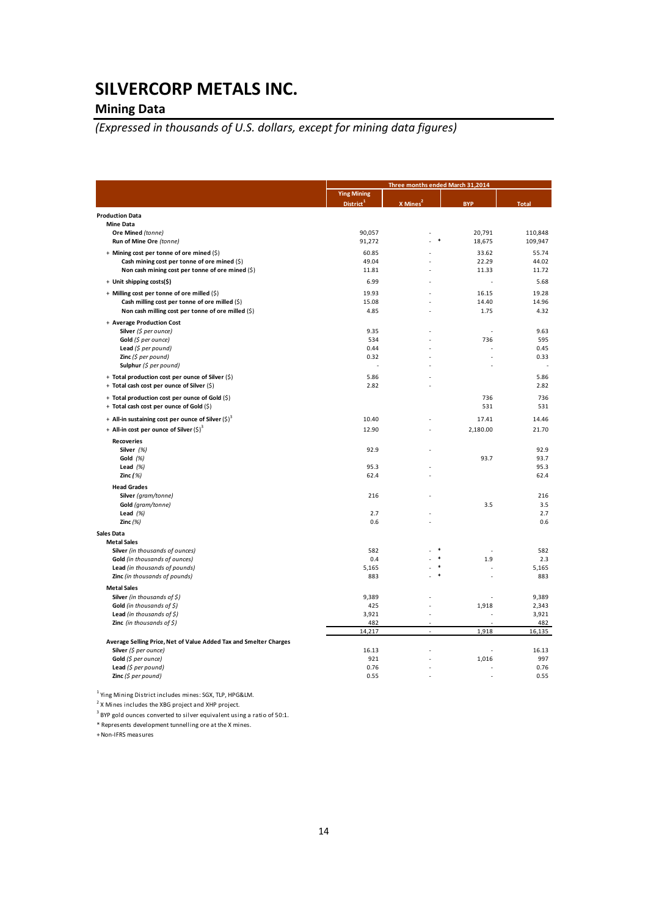# SILVERCORP METALS INC.

## Mining Data

*(Expressed in thousands of U.S. dollars, except for mining data figures)*

| | Three months ended March 31,2014 | | | |
|---|---|---|---|---|
| | Ying Mining District[1] | X Mines[2] | BYP | Total |
| **Production Data** | | | | |
| **Mine Data** | | | | |
| **Ore Mined** *(tonne)* | 90,057 | - | 20,791 | 110,848 |
| **Run of Mine Ore** *(tonne)* | 91,272 | - * | 18,675 | 109,947 |
| + **Mining cost per tonne of ore mined** ($) | 60.85 | - | 33.62 | 55.74 |
| **Cash mining cost per tonne of ore mined** ($) | 49.04 | - | 22.29 | 44.02 |
| **Non cash mining cost per tonne of ore mined** ($) | 11.81 | - | 11.33 | 11.72 |
| + **Unit shipping costs($)** | 6.99 | - | - | 5.68 |
| + **Milling cost per tonne of ore milled** ($) | 19.93 | - | 16.15 | 19.28 |
| **Cash milling cost per tonne of ore milled** ($) | 15.08 | - | 14.40 | 14.96 |
| **Non cash milling cost per tonne of ore milled** ($) | 4.85 | - | 1.75 | 4.32 |
| + **Average Production Cost** | | | | |
| **Silver** *($ per ounce)* | 9.35 | - | - | 9.63 |
| **Gold** *($ per ounce)* | 534 | - | 736 | 595 |
| **Lead** *($ per pound)* | 0.44 | - | - | 0.45 |
| **Zinc** *($ per pound)* | 0.32 | - | - | 0.33 |
| **Sulphur** *($ per pound)* | - | - | - | - |
| + **Total production cost per ounce of Silver** ($) | 5.86 | - | | 5.86 |
| + **Total cash cost per ounce of Silver** ($) | 2.82 | - | | 2.82 |
| + **Total production cost per ounce of Gold** ($) | | | 736 | 736 |
| + **Total cash cost per ounce of Gold** ($) | | | 531 | 531 |
| + **All-in sustaining cost per ounce of Silver** ($)[3] | 10.40 | - | 17.41 | 14.46 |
| + **All-in cost per ounce of Silver** ($)[3] | 12.90 | - | 2,180.00 | 21.70 |
| **Recoveries** | | | | |
| **Silver** *(%)* | 92.9 | - | | 92.9 |
| **Gold** *(%)* | | | 93.7 | 93.7 |
| **Lead** *(%)* | 95.3 | - | | 95.3 |
| **Zinc** *(%)* | 62.4 | - | | 62.4 |
| **Head Grades** | | | | |
| **Silver** *(gram/tonne)* | 216 | - | | 216 |
| **Gold** *(gram/tonne)* | | | 3.5 | 3.5 |
| **Lead** *(%)* | 2.7 | - | | 2.7 |
| **Zinc** *(%)* | 0.6 | - | | 0.6 |
| **Sales Data** | | | | |
| **Metal Sales** | | | | |
| **Silver** *(in thousands of ounces)* | 582 | - * | - | 582 |
| **Gold** *(in thousands of ounces)* | 0.4 | - * | 1.9 | 2.3 |
| **Lead** *(in thousands of pounds)* | 5,165 | - * | - | 5,165 |
| **Zinc** *(in thousands of pounds)* | 883 | - * | - | 883 |
| **Metal Sales** | | | | |
| **Silver** *(in thousands of $)* | 9,389 | - | - | 9,389 |
| **Gold** *(in thousands of $)* | 425 | - | 1,918 | 2,343 |
| **Lead** *(in thousands of $)* | 3,921 | - | - | 3,921 |
| **Zinc** *(in thousands of $)* | 482 | - | - | 482 |
| | 14,217 | - | 1,918 | 16,135 |
| **Average Selling Price, Net of Value Added Tax and Smelter Charges** | | | | |
| **Silver** *($ per ounce)* | 16.13 | - | - | 16.13 |
| **Gold** *($ per ounce)* | 921 | - | 1,016 | 997 |
| **Lead** *($ per pound)* | 0.76 | - | - | 0.76 |
| **Zinc** *($ per pound)* | 0.55 | - | - | 0.55 |

[1] Ying Mining District includes mines: SGX, TLP, HPG&LM.

[2] X Mines includes the XBG project and XHP project.

[3] BYP gold ounces converted to silver equivalent using a ratio of 50:1.

\* Represents development tunnelling ore at the X mines.

+Non-IFRS measures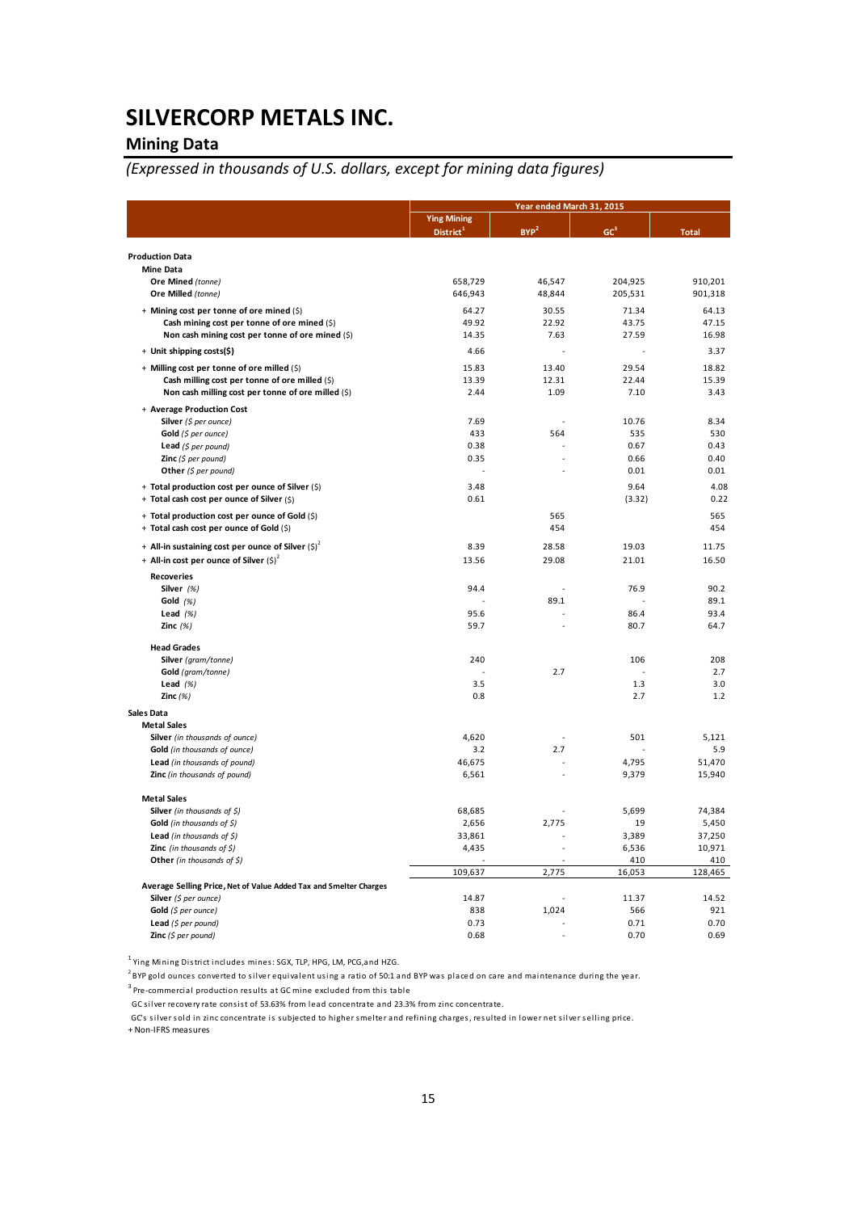# SILVERCORP METALS INC.

## Mining Data

*(Expressed in thousands of U.S. dollars, except for mining data figures)*

| | Year ended March 31, 2015 | | | |
|---|---|---|---|---|
| | Ying Mining District[1] | BYP[2] | GC[3] | Total |
| **Production Data** | | | | |
| **Mine Data** | | | | |
| **Ore Mined** *(tonne)* | 658,729 | 46,547 | 204,925 | 910,201 |
| **Ore Milled** *(tonne)* | 646,943 | 48,844 | 205,531 | 901,318 |
| + **Mining cost per tonne of ore mined** ($) | 64.27 | 30.55 | 71.34 | 64.13 |
| **Cash mining cost per tonne of ore mined** ($) | 49.92 | 22.92 | 43.75 | 47.15 |
| **Non cash mining cost per tonne of ore mined** ($) | 14.35 | 7.63 | 27.59 | 16.98 |
| + **Unit shipping costs($)** | 4.66 | - | - | 3.37 |
| + **Milling cost per tonne of ore milled** ($) | 15.83 | 13.40 | 29.54 | 18.82 |
| **Cash milling cost per tonne of ore milled** ($) | 13.39 | 12.31 | 22.44 | 15.39 |
| **Non cash milling cost per tonne of ore milled** ($) | 2.44 | 1.09 | 7.10 | 3.43 |
| + **Average Production Cost** | | | | |
| **Silver** *($ per ounce)* | 7.69 | - | 10.76 | 8.34 |
| **Gold** *($ per ounce)* | 433 | 564 | 535 | 530 |
| **Lead** *($ per pound)* | 0.38 | - | 0.67 | 0.43 |
| **Zinc** *($ per pound)* | 0.35 | - | 0.66 | 0.40 |
| **Other** *($ per pound)* | - | - | 0.01 | 0.01 |
| + **Total production cost per ounce of Silver** ($) | 3.48 | | 9.64 | 4.08 |
| + **Total cash cost per ounce of Silver** ($) | 0.61 | | (3.32) | 0.22 |
| + **Total production cost per ounce of Gold** ($) | | 565 | | 565 |
| + **Total cash cost per ounce of Gold** ($) | | 454 | | 454 |
| + **All-in sustaining cost per ounce of Silver** ($)[2] | 8.39 | 28.58 | 19.03 | 11.75 |
| + **All-in cost per ounce of Silver** ($)[2] | 13.56 | 29.08 | 21.01 | 16.50 |
| **Recoveries** | | | | |
| **Silver** *(%)* | 94.4 | - | 76.9 | 90.2 |
| **Gold** *(%)* | - | 89.1 | - | 89.1 |
| **Lead** *(%)* | 95.6 | - | 86.4 | 93.4 |
| **Zinc** *(%)* | 59.7 | - | 80.7 | 64.7 |
| **Head Grades** | | | | |
| **Silver** *(gram/tonne)* | 240 | | 106 | 208 |
| **Gold** *(gram/tonne)* | - | 2.7 | - | 2.7 |
| **Lead** *(%)* | 3.5 | | 1.3 | 3.0 |
| **Zinc** *(%)* | 0.8 | | 2.7 | 1.2 |
| **Sales Data** | | | | |
| **Metal Sales** | | | | |
| **Silver** *(in thousands of ounce)* | 4,620 | - | 501 | 5,121 |
| **Gold** *(in thousands of ounce)* | 3.2 | 2.7 | - | 5.9 |
| **Lead** *(in thousands of pound)* | 46,675 | - | 4,795 | 51,470 |
| **Zinc** *(in thousands of pound)* | 6,561 | - | 9,379 | 15,940 |
| **Metal Sales** | | | | |
| **Silver** *(in thousands of $)* | 68,685 | - | 5,699 | 74,384 |
| **Gold** *(in thousands of $)* | 2,656 | 2,775 | 19 | 5,450 |
| **Lead** *(in thousands of $)* | 33,861 | - | 3,389 | 37,250 |
| **Zinc** *(in thousands of $)* | 4,435 | - | 6,536 | 10,971 |
| **Other** *(in thousands of $)* | - | - | 410 | 410 |
| | 109,637 | 2,775 | 16,053 | 128,465 |
| **Average Selling Price, Net of Value Added Tax and Smelter Charges** | | | | |
| **Silver** *($ per ounce)* | 14.87 | - | 11.37 | 14.52 |
| **Gold** *($ per ounce)* | 838 | 1,024 | 566 | 921 |
| **Lead** *($ per pound)* | 0.73 | - | 0.71 | 0.70 |
| **Zinc** *($ per pound)* | 0.68 | - | 0.70 | 0.69 |

[1] Ying Mining District includes mines: SGX, TLP, HPG, LM, PCG,and HZG.

[2] BYP gold ounces converted to silver equivalent using a ratio of 50:1 and BYP was placed on care and maintenance during the year.

[3] Pre-commercial production results at GC mine excluded from this table

GC silver recovery rate consist of 53.63% from lead concentrate and 23.3% from zinc concentrate.

GC's silver sold in zinc concentrate is subjected to higher smelter and refining charges, resulted in lower net silver selling price.

+ Non-IFRS measures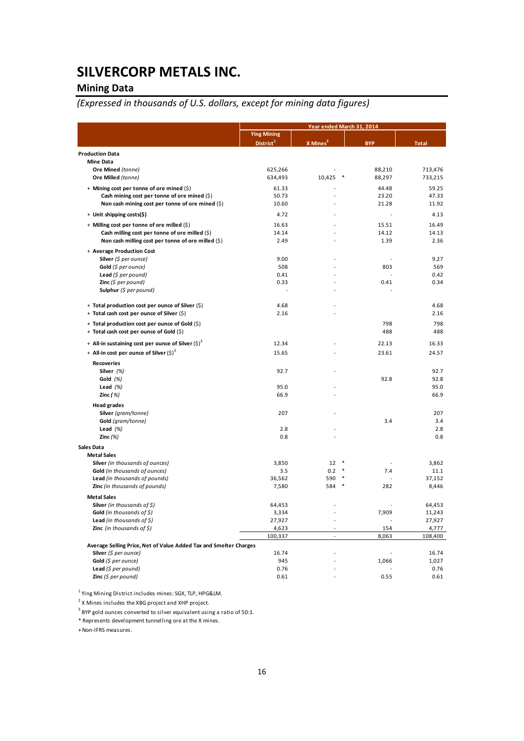# SILVERCORP METALS INC.

## Mining Data

*(Expressed in thousands of U.S. dollars, except for mining data figures)*

| | Year ended March 31, 2014 | | | |
|---|---|---|---|---|
| | Ying Mining District[1] | X Mines[2] | BYP | Total |
| **Production Data** | | | | |
| **Mine Data** | | | | |
| **Ore Mined** *(tonne)* | 625,266 | - | 88,210 | 713,476 |
| **Ore Milled** *(tonne)* | 634,493 | 10,425 * | 88,297 | 733,215 |
| + **Mining cost per tonne of ore mined** ($) | 61.33 | - | 44.48 | 59.25 |
| **Cash mining cost per tonne of ore mined** ($) | 50.73 | - | 23.20 | 47.33 |
| **Non cash mining cost per tonne of ore mined** ($) | 10.60 | - | 21.28 | 11.92 |
| + **Unit shipping costs($)** | 4.72 | - | - | 4.13 |
| + **Milling cost per tonne of ore milled** ($) | 16.63 | - | 15.51 | 16.49 |
| **Cash milling cost per tonne of ore milled** ($) | 14.14 | - | 14.12 | 14.13 |
| **Non cash milling cost per tonne of ore milled** ($) | 2.49 | - | 1.39 | 2.36 |
| + **Average Production Cost** | | | | |
| **Silver** *($ per ounce)* | 9.00 | - | - | 9.27 |
| **Gold** *($ per ounce)* | 508 | - | 803 | 569 |
| **Lead** *($ per pound)* | 0.41 | - | - | 0.42 |
| **Zinc** *($ per pound)* | 0.33 | - | 0.41 | 0.34 |
| **Sulphur** *($ per pound)* | - | - | - | |
| + **Total production cost per ounce of Silver** ($) | 4.68 | - | | 4.68 |
| + **Total cash cost per ounce of Silver** ($) | 2.16 | - | | 2.16 |
| + **Total production cost per ounce of Gold** ($) | | | 798 | 798 |
| + **Total cash cost per ounce of Gold** ($) | | | 488 | 488 |
| + **All-in sustaining cost per ounce of Silver** ($)[3] | 12.34 | - | 22.13 | 16.33 |
| + **All-in cost per ounce of Silver** ($)[3] | 15.65 | - | 23.61 | 24.57 |
| **Recoveries** | | | | |
| **Silver** *(%)* | 92.7 | - | | 92.7 |
| **Gold** *(%)* | | | 92.8 | 92.8 |
| **Lead** *(%)* | 95.0 | - | | 95.0 |
| **Zinc** *(%)* | 66.9 | - | | 66.9 |
| **Head grades** | | | | |
| **Silver** *(gram/tonne)* | 207 | - | | 207 |
| **Gold** *(gram/tonne)* | | | 3.4 | 3.4 |
| **Lead** *(%)* | 2.8 | - | | 2.8 |
| **Zinc** *(%)* | 0.8 | - | | 0.8 |
| **Sales Data** | | | | |
| **Metal Sales** | | | | |
| **Silver** *(in thousands of ounces)* | 3,850 | 12 * | - | 3,862 |
| **Gold** *(in thousands of ounces)* | 3.5 | 0.2 * | 7.4 | 11.1 |
| **Lead** *(in thousands of pounds)* | 36,562 | 590 * | - | 37,152 |
| **Zinc** *(in thousands of pounds)* | 7,580 | 584 * | 282 | 8,446 |
| **Metal Sales** | | | | |
| **Silver** *(in thousands of $)* | 64,453 | - | - | 64,453 |
| **Gold** *(in thousands of $)* | 3,334 | - | 7,909 | 11,243 |
| **Lead** *(in thousands of $)* | 27,927 | - | - | 27,927 |
| **Zinc** *(in thousands of $)* | 4,623 | - | 154 | 4,777 |
| | 100,337 | - | 8,063 | 108,400 |
| **Average Selling Price, Net of Value Added Tax and Smelter Charges** | | | | |
| **Silver** *($ per ounce)* | 16.74 | - | - | 16.74 |
| **Gold** *($ per ounce)* | 945 | - | 1,066 | 1,027 |
| **Lead** *($ per pound)* | 0.76 | - | - | 0.76 |
| **Zinc** *($ per pound)* | 0.61 | - | 0.55 | 0.61 |

[1] Ying Mining District includes mines: SGX, TLP, HPG&LM.

[2] X Mines includes the XBG project and XHP project.

[3] BYP gold ounces converted to silver equivalent using a ratio of 50:1.

\* Represents development tunnelling ore at the X mines.

+Non-IFRS measures.